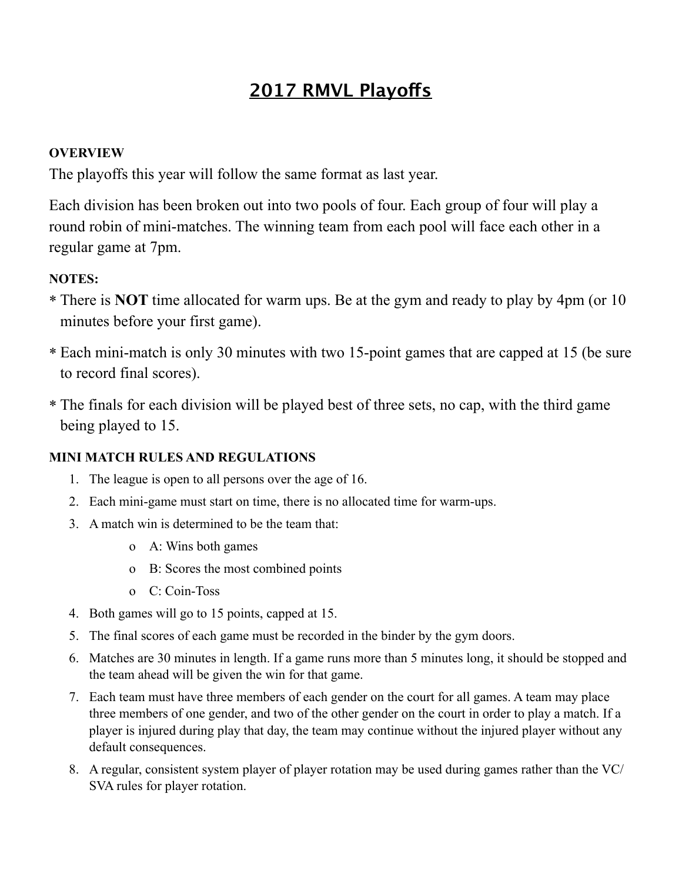# 2017 RMVL Playoffs

**OVERVIEW**

The playoffs this year will follow the same format as last year.

Each division has been broken out into two pools of four. Each group of four will play a round robin of mini-matches. The winning team from each pool will face each other in a regular game at 7pm.

**NOTES:**

* There is **NOT** time allocated for warm ups. Be at the gym and ready to play by 4pm (or 10 minutes before your first game).
* Each mini-match is only 30 minutes with two 15-point games that are capped at 15 (be sure to record final scores).
* The finals for each division will be played best of three sets, no cap, with the third game being played to 15.

**MINI MATCH RULES AND REGULATIONS**

1. The league is open to all persons over the age of 16.
2. Each mini-game must start on time, there is no allocated time for warm-ups.
3. A match win is determined to be the team that:
   - A: Wins both games
   - B: Scores the most combined points
   - C: Coin-Toss
4. Both games will go to 15 points, capped at 15.
5. The final scores of each game must be recorded in the binder by the gym doors.
6. Matches are 30 minutes in length. If a game runs more than 5 minutes long, it should be stopped and the team ahead will be given the win for that game.
7. Each team must have three members of each gender on the court for all games. A team may place three members of one gender, and two of the other gender on the court in order to play a match. If a player is injured during play that day, the team may continue without the injured player without any default consequences.
8. A regular, consistent system player of player rotation may be used during games rather than the VC/SVA rules for player rotation.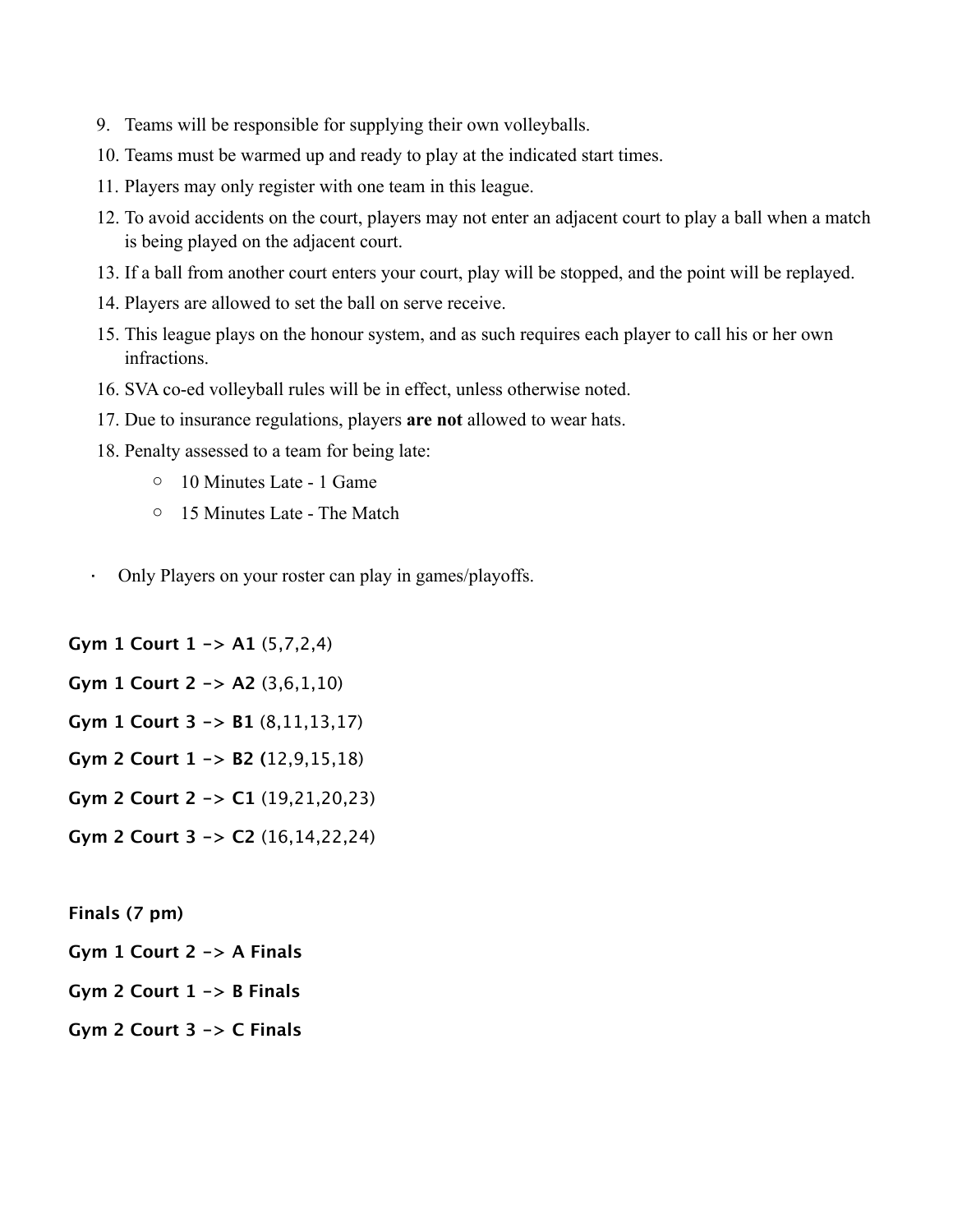9. Teams will be responsible for supplying their own volleyballs.
10. Teams must be warmed up and ready to play at the indicated start times.
11. Players may only register with one team in this league.
12. To avoid accidents on the court, players may not enter an adjacent court to play a ball when a match is being played on the adjacent court.
13. If a ball from another court enters your court, play will be stopped, and the point will be replayed.
14. Players are allowed to set the ball on serve receive.
15. This league plays on the honour system, and as such requires each player to call his or her own infractions.
16. SVA co-ed volleyball rules will be in effect, unless otherwise noted.
17. Due to insurance regulations, players **are not** allowed to wear hats.
18. Penalty assessed to a team for being late:
    - 10 Minutes Late - 1 Game
    - 15 Minutes Late - The Match

- Only Players on your roster can play in games/playoffs.

**Gym 1 Court 1 -> A1** (5,7,2,4)

**Gym 1 Court 2 -> A2** (3,6,1,10)

**Gym 1 Court 3 -> B1** (8,11,13,17)

**Gym 2 Court 1 -> B2 (**12,9,15,18)

**Gym 2 Court 2 -> C1** (19,21,20,23)

**Gym 2 Court 3 -> C2** (16,14,22,24)

**Finals (7 pm)**

**Gym 1 Court 2 -> A Finals**

**Gym 2 Court 1 -> B Finals**

**Gym 2 Court 3 -> C Finals**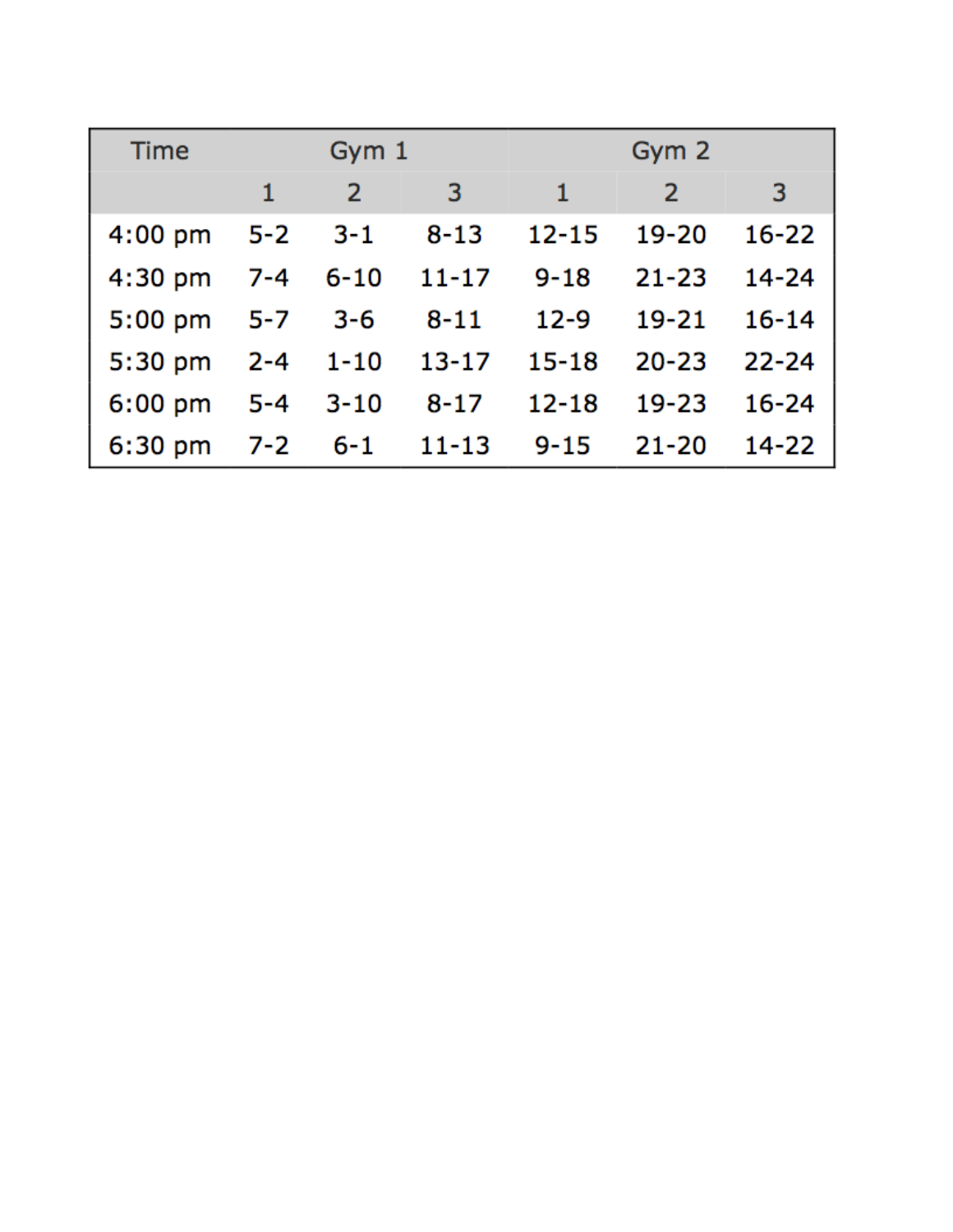| Time | Gym 1 | | | Gym 2 | | |
|---|---|---|---|---|---|---|
| | 1 | 2 | 3 | 1 | 2 | 3 |
| 4:00 pm | 5-2 | 3-1 | 8-13 | 12-15 | 19-20 | 16-22 |
| 4:30 pm | 7-4 | 6-10 | 11-17 | 9-18 | 21-23 | 14-24 |
| 5:00 pm | 5-7 | 3-6 | 8-11 | 12-9 | 19-21 | 16-14 |
| 5:30 pm | 2-4 | 1-10 | 13-17 | 15-18 | 20-23 | 22-24 |
| 6:00 pm | 5-4 | 3-10 | 8-17 | 12-18 | 19-23 | 16-24 |
| 6:30 pm | 7-2 | 6-1 | 11-13 | 9-15 | 21-20 | 14-22 |